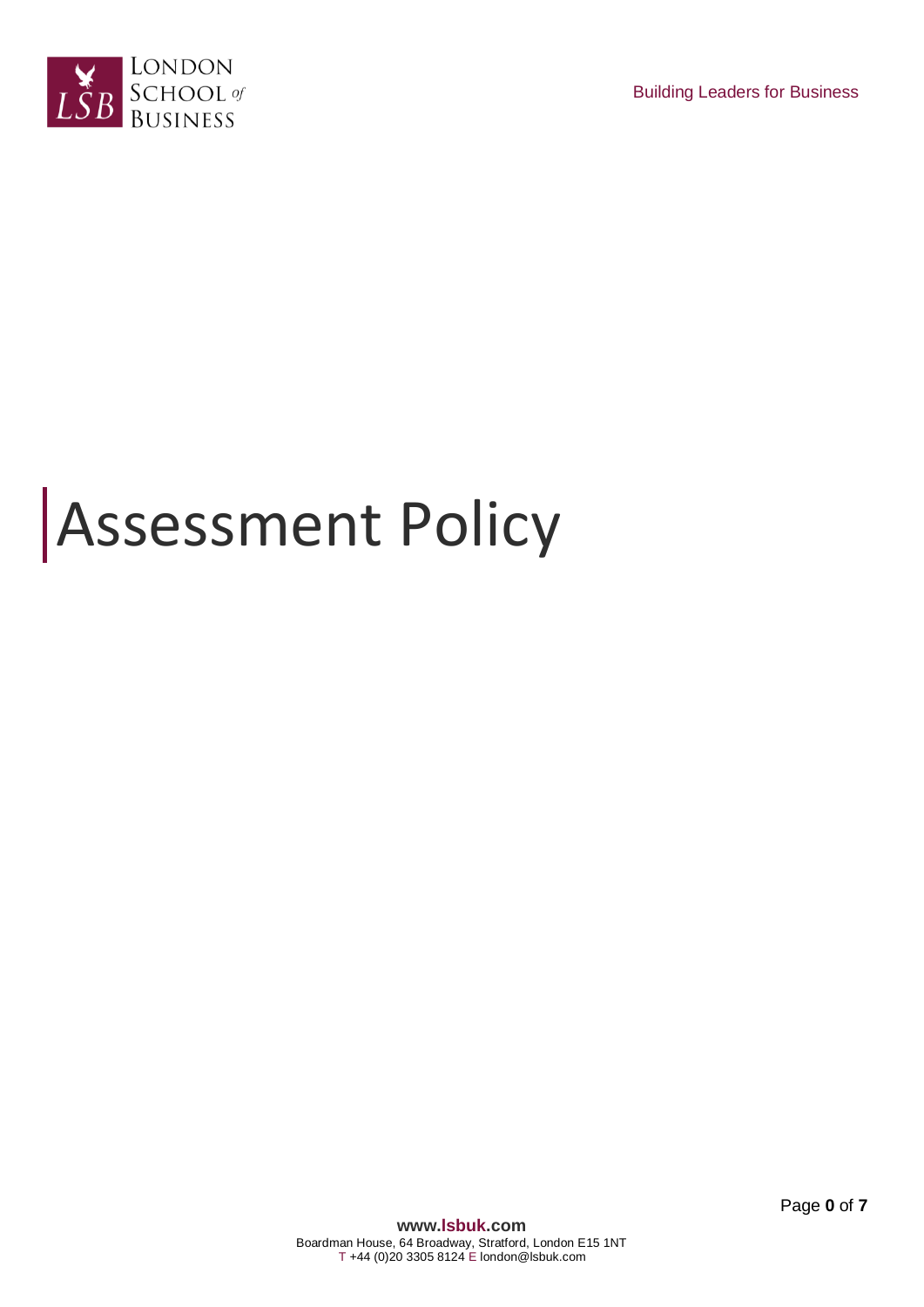# Assessment Policy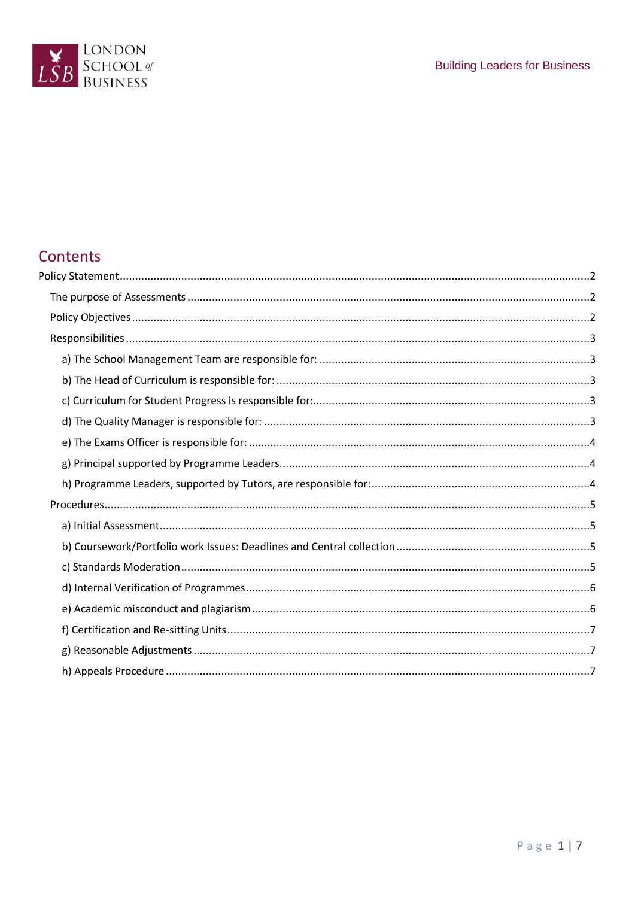Building Leaders for Business

## Contents

- Policy Statement ..... 2
  - The purpose of Assessments ..... 2
  - Policy Objectives ..... 2
  - Responsibilities ..... 3
    - a) The School Management Team are responsible for: ..... 3
    - b) The Head of Curriculum is responsible for: ..... 3
    - c) Curriculum for Student Progress is responsible for: ..... 3
    - d) The Quality Manager is responsible for: ..... 3
    - e) The Exams Officer is responsible for: ..... 4
    - g) Principal supported by Programme Leaders ..... 4
    - h) Programme Leaders, supported by Tutors, are responsible for: ..... 4
  - Procedures ..... 5
    - a) Initial Assessment ..... 5
    - b) Coursework/Portfolio work Issues: Deadlines and Central collection ..... 5
    - c) Standards Moderation ..... 5
    - d) Internal Verification of Programmes ..... 6
    - e) Academic misconduct and plagiarism ..... 6
    - f) Certification and Re-sitting Units ..... 7
    - g) Reasonable Adjustments ..... 7
    - h) Appeals Procedure ..... 7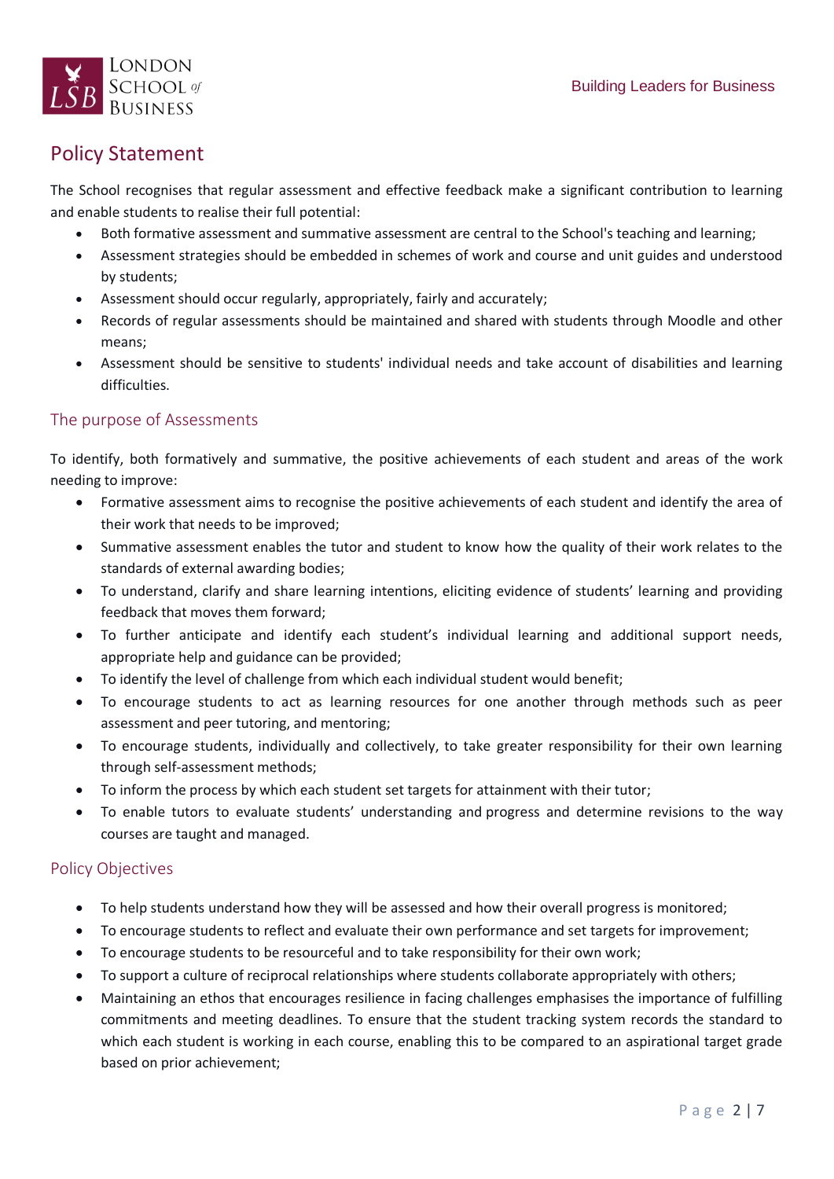## Policy Statement

The School recognises that regular assessment and effective feedback make a significant contribution to learning and enable students to realise their full potential:

- Both formative assessment and summative assessment are central to the School's teaching and learning;
- Assessment strategies should be embedded in schemes of work and course and unit guides and understood by students;
- Assessment should occur regularly, appropriately, fairly and accurately;
- Records of regular assessments should be maintained and shared with students through Moodle and other means;
- Assessment should be sensitive to students' individual needs and take account of disabilities and learning difficulties.

### The purpose of Assessments

To identify, both formatively and summative, the positive achievements of each student and areas of the work needing to improve:

- Formative assessment aims to recognise the positive achievements of each student and identify the area of their work that needs to be improved;
- Summative assessment enables the tutor and student to know how the quality of their work relates to the standards of external awarding bodies;
- To understand, clarify and share learning intentions, eliciting evidence of students' learning and providing feedback that moves them forward;
- To further anticipate and identify each student's individual learning and additional support needs, appropriate help and guidance can be provided;
- To identify the level of challenge from which each individual student would benefit;
- To encourage students to act as learning resources for one another through methods such as peer assessment and peer tutoring, and mentoring;
- To encourage students, individually and collectively, to take greater responsibility for their own learning through self-assessment methods;
- To inform the process by which each student set targets for attainment with their tutor;
- To enable tutors to evaluate students' understanding and progress and determine revisions to the way courses are taught and managed.

### Policy Objectives

- To help students understand how they will be assessed and how their overall progress is monitored;
- To encourage students to reflect and evaluate their own performance and set targets for improvement;
- To encourage students to be resourceful and to take responsibility for their own work;
- To support a culture of reciprocal relationships where students collaborate appropriately with others;
- Maintaining an ethos that encourages resilience in facing challenges emphasises the importance of fulfilling commitments and meeting deadlines. To ensure that the student tracking system records the standard to which each student is working in each course, enabling this to be compared to an aspirational target grade based on prior achievement;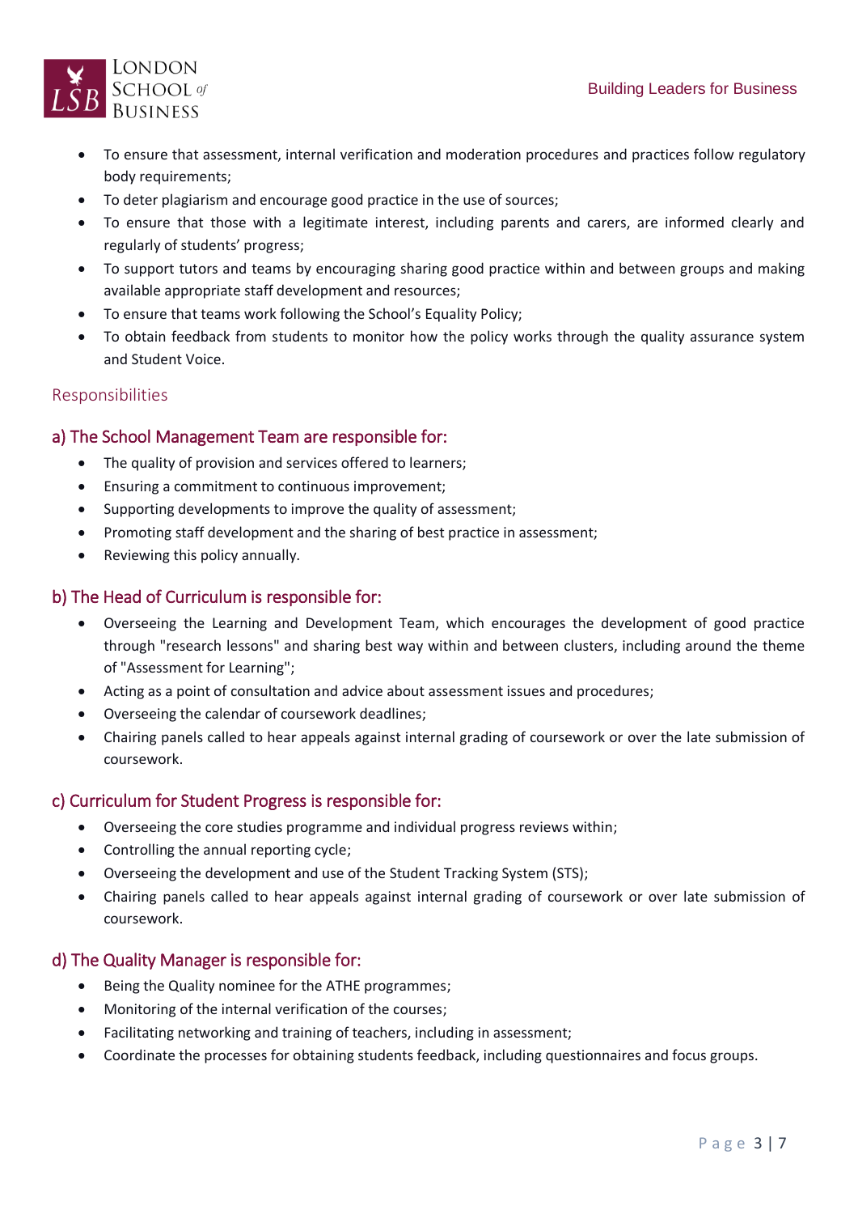- To ensure that assessment, internal verification and moderation procedures and practices follow regulatory body requirements;
- To deter plagiarism and encourage good practice in the use of sources;
- To ensure that those with a legitimate interest, including parents and carers, are informed clearly and regularly of students' progress;
- To support tutors and teams by encouraging sharing good practice within and between groups and making available appropriate staff development and resources;
- To ensure that teams work following the School's Equality Policy;
- To obtain feedback from students to monitor how the policy works through the quality assurance system and Student Voice.

## Responsibilities

### a) The School Management Team are responsible for:

- The quality of provision and services offered to learners;
- Ensuring a commitment to continuous improvement;
- Supporting developments to improve the quality of assessment;
- Promoting staff development and the sharing of best practice in assessment;
- Reviewing this policy annually.

### b) The Head of Curriculum is responsible for:

- Overseeing the Learning and Development Team, which encourages the development of good practice through "research lessons" and sharing best way within and between clusters, including around the theme of "Assessment for Learning";
- Acting as a point of consultation and advice about assessment issues and procedures;
- Overseeing the calendar of coursework deadlines;
- Chairing panels called to hear appeals against internal grading of coursework or over the late submission of coursework.

### c) Curriculum for Student Progress is responsible for:

- Overseeing the core studies programme and individual progress reviews within;
- Controlling the annual reporting cycle;
- Overseeing the development and use of the Student Tracking System (STS);
- Chairing panels called to hear appeals against internal grading of coursework or over late submission of coursework.

### d) The Quality Manager is responsible for:

- Being the Quality nominee for the ATHE programmes;
- Monitoring of the internal verification of the courses;
- Facilitating networking and training of teachers, including in assessment;
- Coordinate the processes for obtaining students feedback, including questionnaires and focus groups.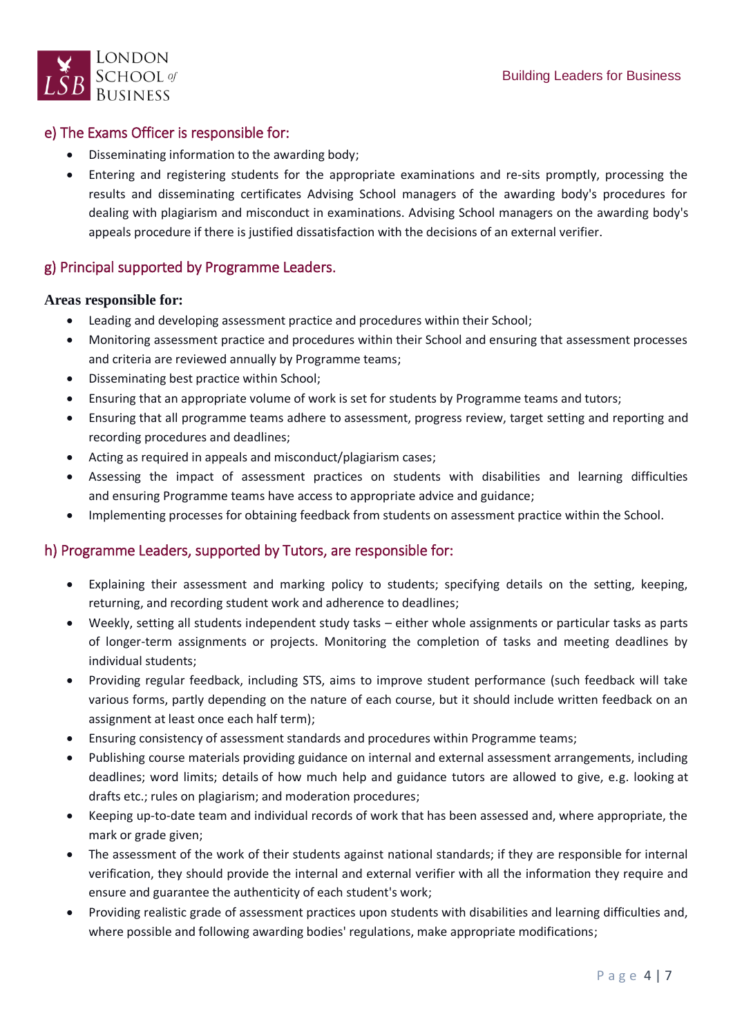## e) The Exams Officer is responsible for:

- Disseminating information to the awarding body;
- Entering and registering students for the appropriate examinations and re-sits promptly, processing the results and disseminating certificates Advising School managers of the awarding body's procedures for dealing with plagiarism and misconduct in examinations. Advising School managers on the awarding body's appeals procedure if there is justified dissatisfaction with the decisions of an external verifier.

## g) Principal supported by Programme Leaders.

**Areas responsible for:**

- Leading and developing assessment practice and procedures within their School;
- Monitoring assessment practice and procedures within their School and ensuring that assessment processes and criteria are reviewed annually by Programme teams;
- Disseminating best practice within School;
- Ensuring that an appropriate volume of work is set for students by Programme teams and tutors;
- Ensuring that all programme teams adhere to assessment, progress review, target setting and reporting and recording procedures and deadlines;
- Acting as required in appeals and misconduct/plagiarism cases;
- Assessing the impact of assessment practices on students with disabilities and learning difficulties and ensuring Programme teams have access to appropriate advice and guidance;
- Implementing processes for obtaining feedback from students on assessment practice within the School.

## h) Programme Leaders, supported by Tutors, are responsible for:

- Explaining their assessment and marking policy to students; specifying details on the setting, keeping, returning, and recording student work and adherence to deadlines;
- Weekly, setting all students independent study tasks – either whole assignments or particular tasks as parts of longer-term assignments or projects. Monitoring the completion of tasks and meeting deadlines by individual students;
- Providing regular feedback, including STS, aims to improve student performance (such feedback will take various forms, partly depending on the nature of each course, but it should include written feedback on an assignment at least once each half term);
- Ensuring consistency of assessment standards and procedures within Programme teams;
- Publishing course materials providing guidance on internal and external assessment arrangements, including deadlines; word limits; details of how much help and guidance tutors are allowed to give, e.g. looking at drafts etc.; rules on plagiarism; and moderation procedures;
- Keeping up-to-date team and individual records of work that has been assessed and, where appropriate, the mark or grade given;
- The assessment of the work of their students against national standards; if they are responsible for internal verification, they should provide the internal and external verifier with all the information they require and ensure and guarantee the authenticity of each student's work;
- Providing realistic grade of assessment practices upon students with disabilities and learning difficulties and, where possible and following awarding bodies' regulations, make appropriate modifications;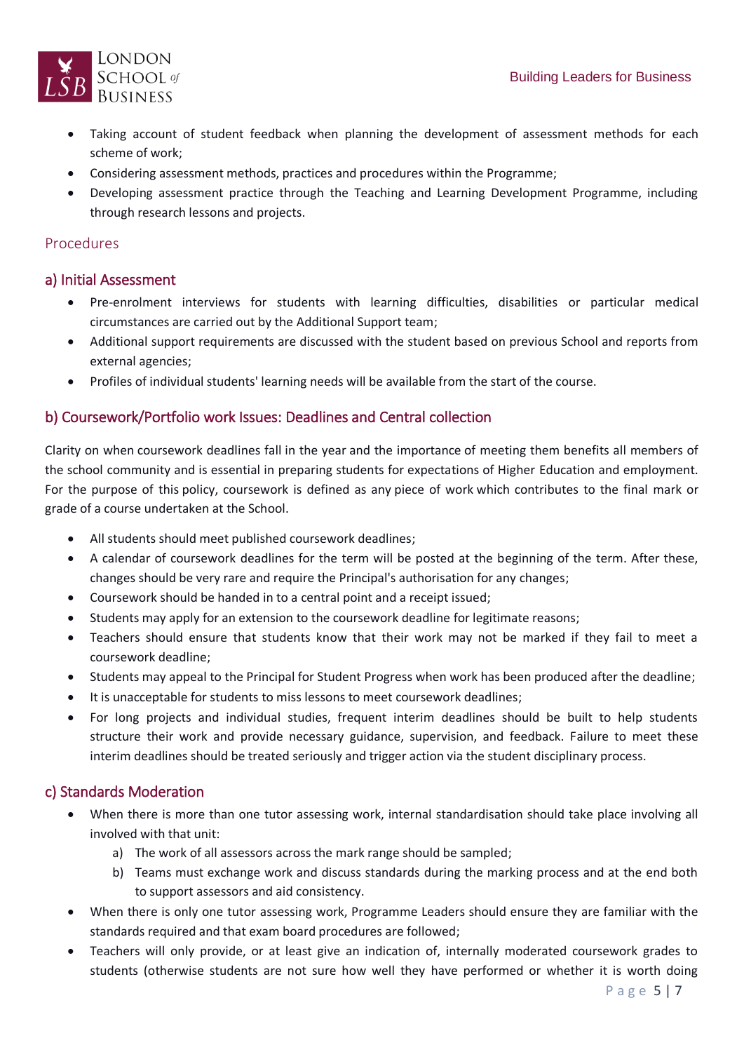- Taking account of student feedback when planning the development of assessment methods for each scheme of work;
- Considering assessment methods, practices and procedures within the Programme;
- Developing assessment practice through the Teaching and Learning Development Programme, including through research lessons and projects.

## Procedures

### a) Initial Assessment

- Pre-enrolment interviews for students with learning difficulties, disabilities or particular medical circumstances are carried out by the Additional Support team;
- Additional support requirements are discussed with the student based on previous School and reports from external agencies;
- Profiles of individual students' learning needs will be available from the start of the course.

### b) Coursework/Portfolio work Issues: Deadlines and Central collection

Clarity on when coursework deadlines fall in the year and the importance of meeting them benefits all members of the school community and is essential in preparing students for expectations of Higher Education and employment. For the purpose of this policy, coursework is defined as any piece of work which contributes to the final mark or grade of a course undertaken at the School.

- All students should meet published coursework deadlines;
- A calendar of coursework deadlines for the term will be posted at the beginning of the term. After these, changes should be very rare and require the Principal's authorisation for any changes;
- Coursework should be handed in to a central point and a receipt issued;
- Students may apply for an extension to the coursework deadline for legitimate reasons;
- Teachers should ensure that students know that their work may not be marked if they fail to meet a coursework deadline;
- Students may appeal to the Principal for Student Progress when work has been produced after the deadline;
- It is unacceptable for students to miss lessons to meet coursework deadlines;
- For long projects and individual studies, frequent interim deadlines should be built to help students structure their work and provide necessary guidance, supervision, and feedback. Failure to meet these interim deadlines should be treated seriously and trigger action via the student disciplinary process.

### c) Standards Moderation

- When there is more than one tutor assessing work, internal standardisation should take place involving all involved with that unit:
  a) The work of all assessors across the mark range should be sampled;
  b) Teams must exchange work and discuss standards during the marking process and at the end both to support assessors and aid consistency.
- When there is only one tutor assessing work, Programme Leaders should ensure they are familiar with the standards required and that exam board procedures are followed;
- Teachers will only provide, or at least give an indication of, internally moderated coursework grades to students (otherwise students are not sure how well they have performed or whether it is worth doing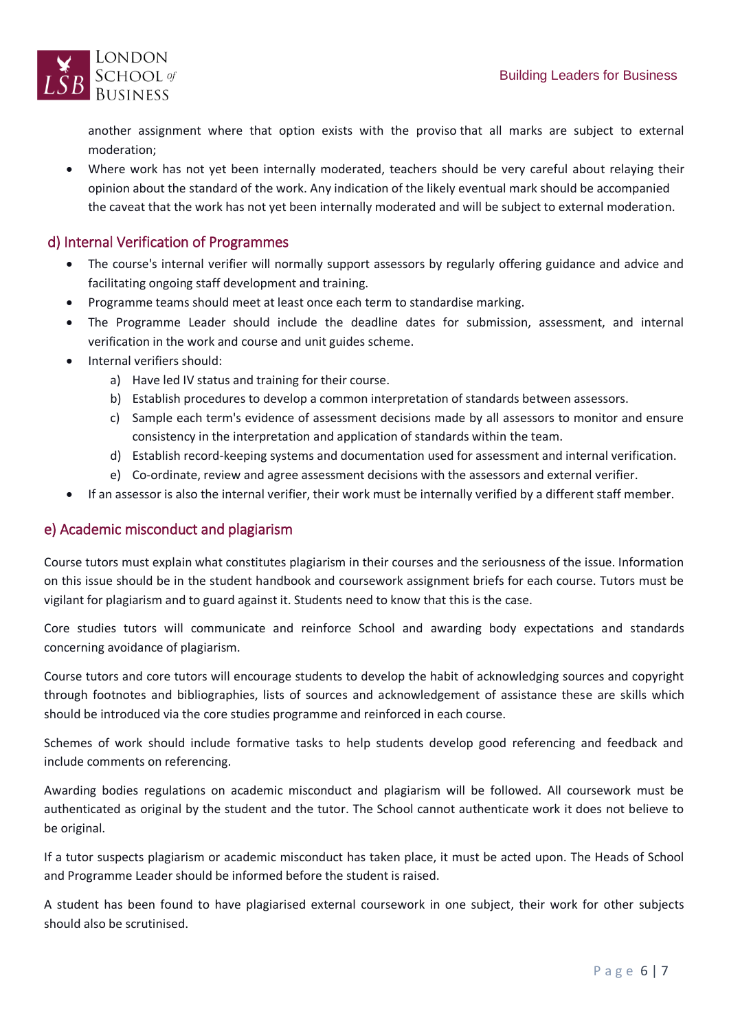another assignment where that option exists with the proviso that all marks are subject to external moderation;

- Where work has not yet been internally moderated, teachers should be very careful about relaying their opinion about the standard of the work. Any indication of the likely eventual mark should be accompanied the caveat that the work has not yet been internally moderated and will be subject to external moderation.

## d) Internal Verification of Programmes

- The course's internal verifier will normally support assessors by regularly offering guidance and advice and facilitating ongoing staff development and training.
- Programme teams should meet at least once each term to standardise marking.
- The Programme Leader should include the deadline dates for submission, assessment, and internal verification in the work and course and unit guides scheme.
- Internal verifiers should:
    a) Have led IV status and training for their course.
    b) Establish procedures to develop a common interpretation of standards between assessors.
    c) Sample each term's evidence of assessment decisions made by all assessors to monitor and ensure consistency in the interpretation and application of standards within the team.
    d) Establish record-keeping systems and documentation used for assessment and internal verification.
    e) Co-ordinate, review and agree assessment decisions with the assessors and external verifier.
- If an assessor is also the internal verifier, their work must be internally verified by a different staff member.

## e) Academic misconduct and plagiarism

Course tutors must explain what constitutes plagiarism in their courses and the seriousness of the issue. Information on this issue should be in the student handbook and coursework assignment briefs for each course. Tutors must be vigilant for plagiarism and to guard against it. Students need to know that this is the case.

Core studies tutors will communicate and reinforce School and awarding body expectations and standards concerning avoidance of plagiarism.

Course tutors and core tutors will encourage students to develop the habit of acknowledging sources and copyright through footnotes and bibliographies, lists of sources and acknowledgement of assistance these are skills which should be introduced via the core studies programme and reinforced in each course.

Schemes of work should include formative tasks to help students develop good referencing and feedback and include comments on referencing.

Awarding bodies regulations on academic misconduct and plagiarism will be followed. All coursework must be authenticated as original by the student and the tutor. The School cannot authenticate work it does not believe to be original.

If a tutor suspects plagiarism or academic misconduct has taken place, it must be acted upon. The Heads of School and Programme Leader should be informed before the student is raised.

A student has been found to have plagiarised external coursework in one subject, their work for other subjects should also be scrutinised.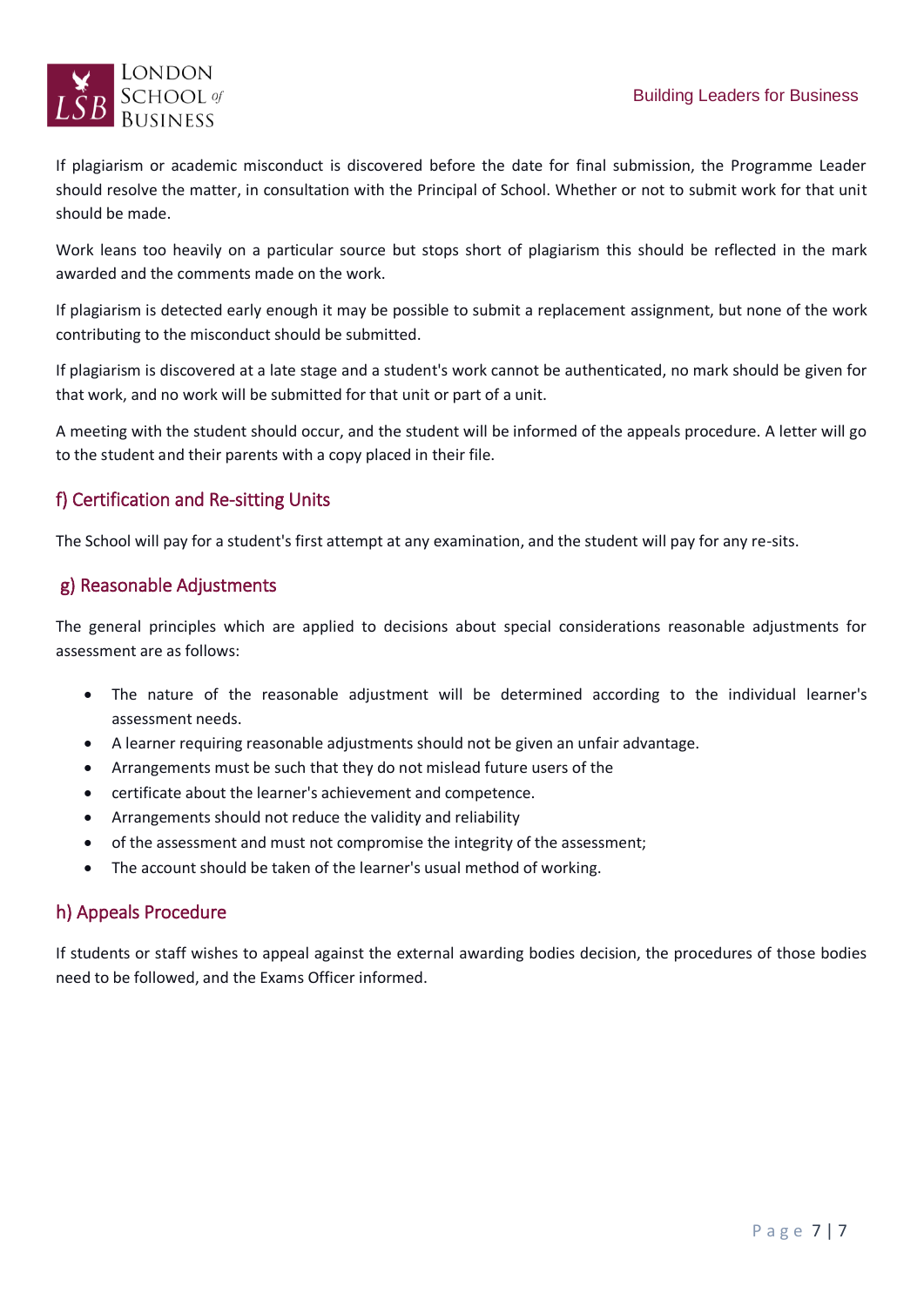If plagiarism or academic misconduct is discovered before the date for final submission, the Programme Leader should resolve the matter, in consultation with the Principal of School. Whether or not to submit work for that unit should be made.

Work leans too heavily on a particular source but stops short of plagiarism this should be reflected in the mark awarded and the comments made on the work.

If plagiarism is detected early enough it may be possible to submit a replacement assignment, but none of the work contributing to the misconduct should be submitted.

If plagiarism is discovered at a late stage and a student's work cannot be authenticated, no mark should be given for that work, and no work will be submitted for that unit or part of a unit.

A meeting with the student should occur, and the student will be informed of the appeals procedure. A letter will go to the student and their parents with a copy placed in their file.

## f) Certification and Re-sitting Units

The School will pay for a student's first attempt at any examination, and the student will pay for any re-sits.

## g) Reasonable Adjustments

The general principles which are applied to decisions about special considerations reasonable adjustments for assessment are as follows:

- The nature of the reasonable adjustment will be determined according to the individual learner's assessment needs.
- A learner requiring reasonable adjustments should not be given an unfair advantage.
- Arrangements must be such that they do not mislead future users of the
- certificate about the learner's achievement and competence.
- Arrangements should not reduce the validity and reliability
- of the assessment and must not compromise the integrity of the assessment;
- The account should be taken of the learner's usual method of working.

## h) Appeals Procedure

If students or staff wishes to appeal against the external awarding bodies decision, the procedures of those bodies need to be followed, and the Exams Officer informed.